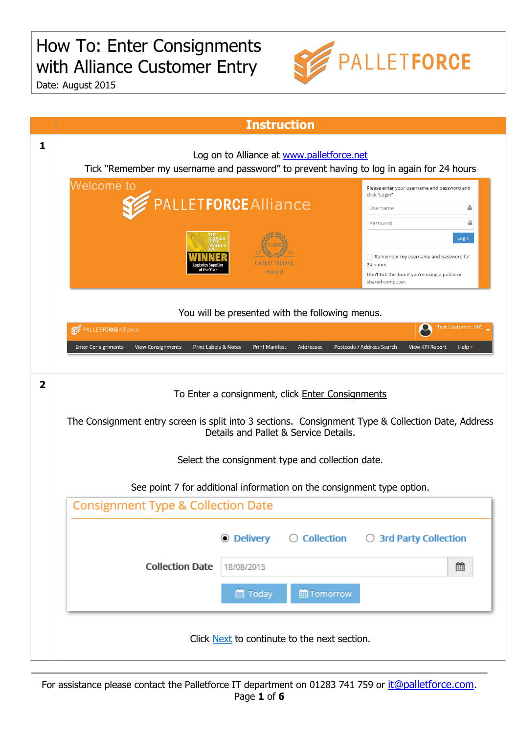# How To: Enter Consignments with Alliance Customer Entry

Date: August 2015

| | Instruction |
|---|---|
| **1** | Log on to Alliance at www.palletforce.net<br>Tick "Remember my username and password" to prevent having to log in again for 24 hours<br><br>You will be presented with the following menus. |
| **2** | To Enter a consignment, click Enter Consignments<br><br>The Consignment entry screen is split into 3 sections. Consignment Type & Collection Date, Address Details and Pallet & Service Details.<br><br>Select the consignment type and collection date.<br><br>See point 7 for additional information on the consignment type option.<br><br>Click Next to continute to the next section. |

For assistance please contact the Palletforce IT department on 01283 741 759 or it@palletforce.com.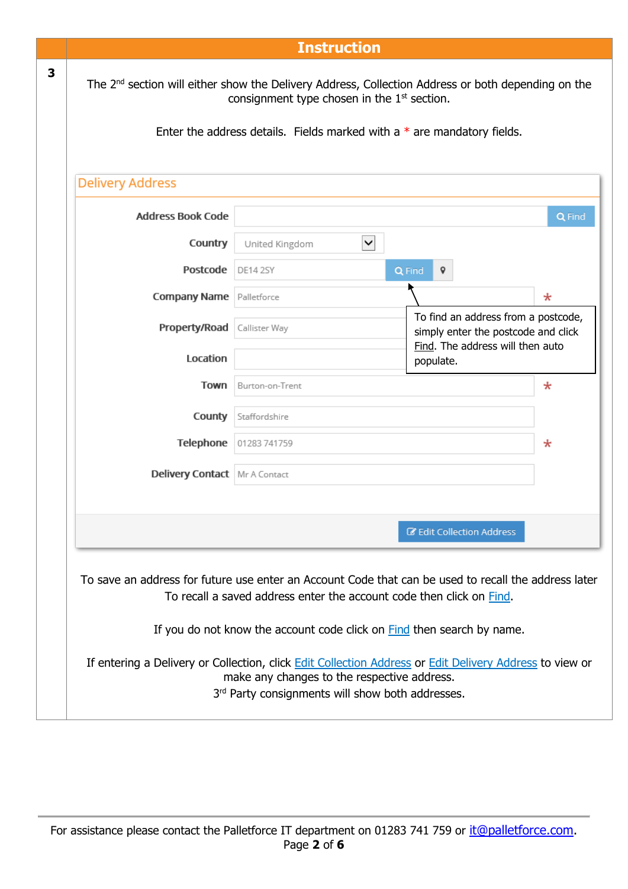| | Instruction |
|---|---|
| 3 | The 2nd section will either show the Delivery Address, Collection Address or both depending on the consignment type chosen in the 1st section. |

Enter the address details. Fields marked with a * are mandatory fields.

**Delivery Address**

| Field | Value |
|---|---|
| Address Book Code | |
| Country | United Kingdom |
| Postcode | DE14 2SY |
| Company Name * | Palletforce |
| Property/Road | Callister Way |
| Location | |
| Town * | Burton-on-Trent |
| County | Staffordshire |
| Telephone * | 01283 741759 |
| Delivery Contact | Mr A Contact |

Edit Collection Address

To find an address from a postcode, simply enter the postcode and click Find. The address will then auto populate.

To save an address for future use enter an Account Code that can be used to recall the address later
To recall a saved address enter the account code then click on Find.

If you do not know the account code click on Find then search by name.

If entering a Delivery or Collection, click Edit Collection Address or Edit Delivery Address to view or make any changes to the respective address.
3rd Party consignments will show both addresses.

For assistance please contact the Palletforce IT department on 01283 741 759 or it@palletforce.com.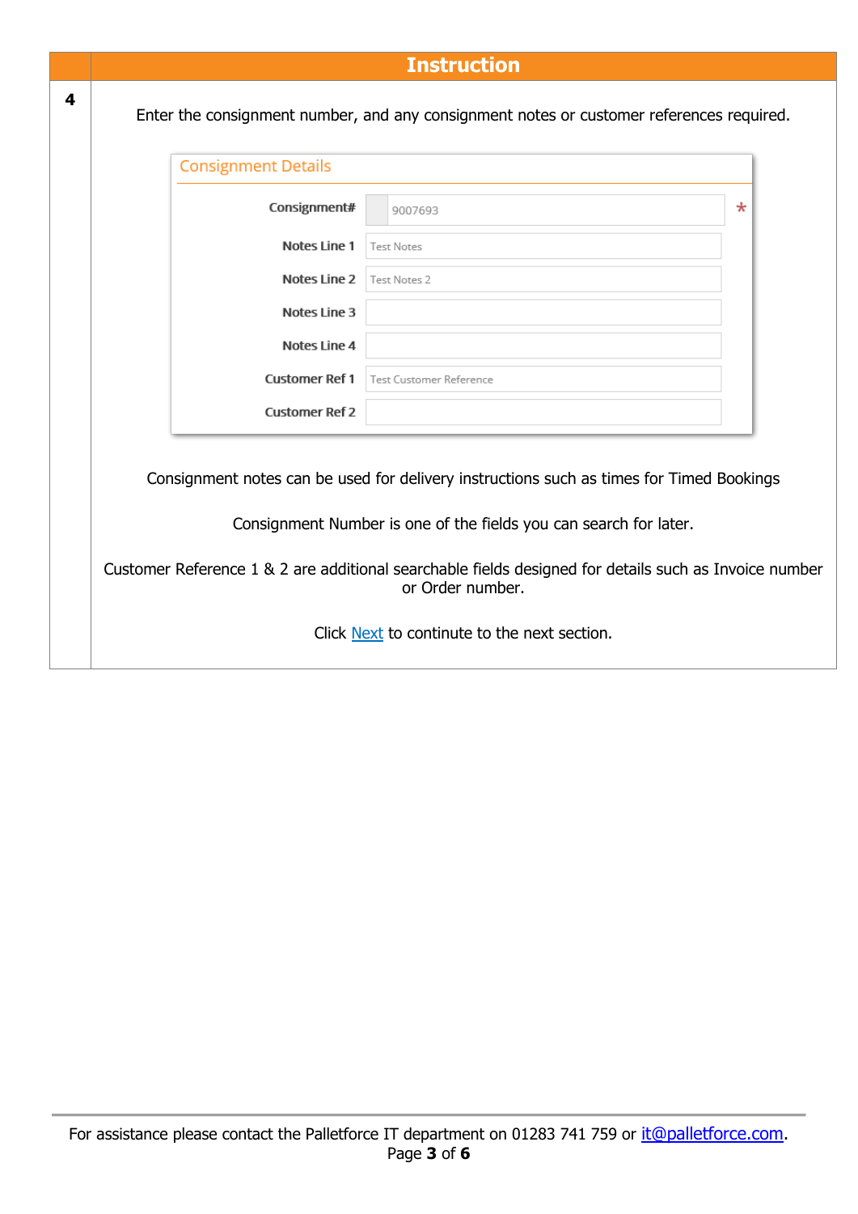| | Instruction |
|---|---|
| **4** | Enter the consignment number, and any consignment notes or customer references required.<br><br>**Consignment Details**<br>Consignment#: 9007693 *<br>Notes Line 1: Test Notes<br>Notes Line 2: Test Notes 2<br>Notes Line 3:<br>Notes Line 4:<br>Customer Ref 1: Test Customer Reference<br>Customer Ref 2:<br><br>Consignment notes can be used for delivery instructions such as times for Timed Bookings<br><br>Consignment Number is one of the fields you can search for later.<br><br>Customer Reference 1 & 2 are additional searchable fields designed for details such as Invoice number or Order number.<br><br>Click Next to continute to the next section. |

For assistance please contact the Palletforce IT department on 01283 741 759 or it@palletforce.com.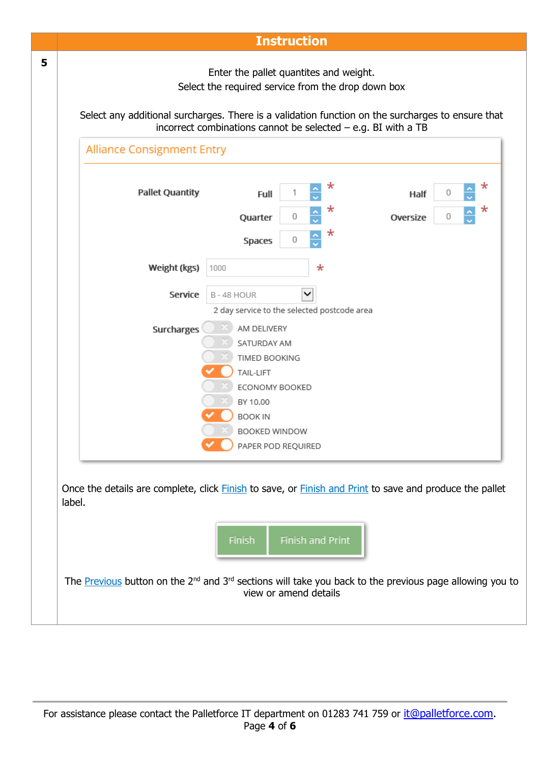| | Instruction |
|---|---|
| **5** | Enter the pallet quantites and weight.<br>Select the required service from the drop down box<br><br>Select any additional surcharges. There is a validation function on the surcharges to ensure that incorrect combinations cannot be selected – e.g. BI with a TB |

**Alliance Consignment Entry**

**Pallet Quantity**

- **Full** 1 *
- **Half** 0 *
- **Quarter** 0 *
- **Oversize** 0 *
- **Spaces** 0 *

**Weight (kgs)** 1000 *

**Service** B - 48 HOUR

2 day service to the selected postcode area

**Surcharges**

- AM DELIVERY
- SATURDAY AM
- TIMED BOOKING
- TAIL-LIFT (selected)
- ECONOMY BOOKED
- BY 10.00
- BOOK IN (selected)
- BOOKED WINDOW
- PAPER POD REQUIRED (selected)

Once the details are complete, click Finish to save, or Finish and Print to save and produce the pallet label.

Finish | Finish and Print

The Previous button on the 2nd and 3rd sections will take you back to the previous page allowing you to view or amend details

For assistance please contact the Palletforce IT department on 01283 741 759 or it@palletforce.com.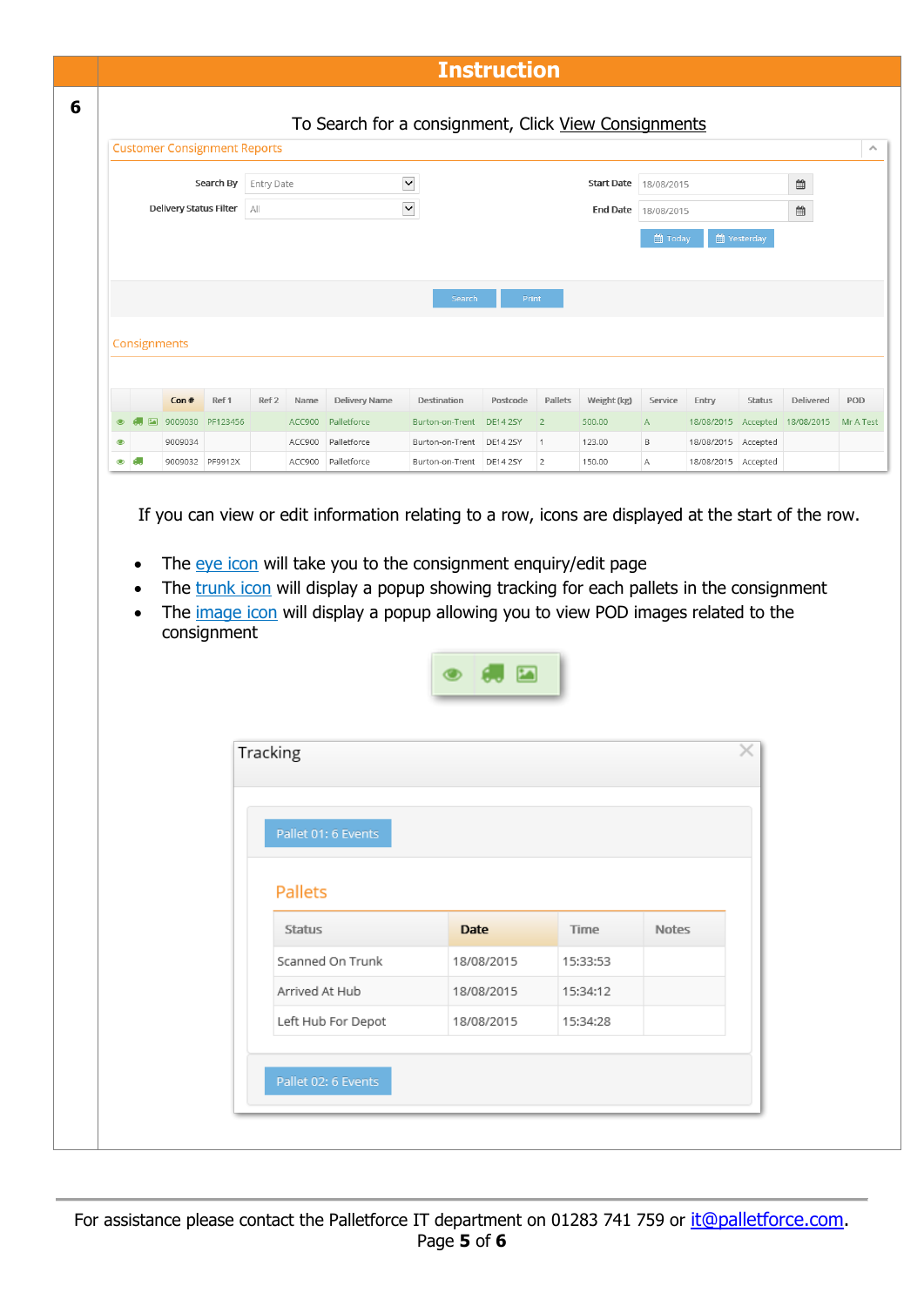| | Instruction |
|---|---|
| 6 | To Search for a consignment, Click View Consignments |

**Customer Consignment Reports**

Search By: Entry Date
Delivery Status Filter: All
Start Date: 18/08/2015
End Date: 18/08/2015

Today | Yesterday

Search | Print

**Consignments**

| | | | Con # | Ref 1 | Ref 2 | Name | Delivery Name | Destination | Postcode | Pallets | Weight (kg) | Service | Entry | Status | Delivered | POD |
|---|---|---|---|---|---|---|---|---|---|---|---|---|---|---|---|---|
| 👁 | 🚚 | 🖼 | 9009030 | PF123456 | | ACC900 | Palletforce | Burton-on-Trent | DE14 2SY | 2 | 500.00 | A | 18/08/2015 | Accepted | 18/08/2015 | Mr A Test |
| 👁 | | | 9009034 | | | ACC900 | Palletforce | Burton-on-Trent | DE14 2SY | 1 | 123.00 | B | 18/08/2015 | Accepted | | |
| 👁 | 🚚 | | 9009032 | PF9912X | | ACC900 | Palletforce | Burton-on-Trent | DE14 2SY | 2 | 150.00 | A | 18/08/2015 | Accepted | | |

If you can view or edit information relating to a row, icons are displayed at the start of the row.

- The eye icon will take you to the consignment enquiry/edit page
- The trunk icon will display a popup showing tracking for each pallets in the consignment
- The image icon will display a popup allowing you to view POD images related to the consignment

**Tracking**

Pallet 01: 6 Events

**Pallets**

| Status | Date | Time | Notes |
|---|---|---|---|
| Scanned On Trunk | 18/08/2015 | 15:33:53 | |
| Arrived At Hub | 18/08/2015 | 15:34:12 | |
| Left Hub For Depot | 18/08/2015 | 15:34:28 | |

Pallet 02: 6 Events

For assistance please contact the Palletforce IT department on 01283 741 759 or it@palletforce.com.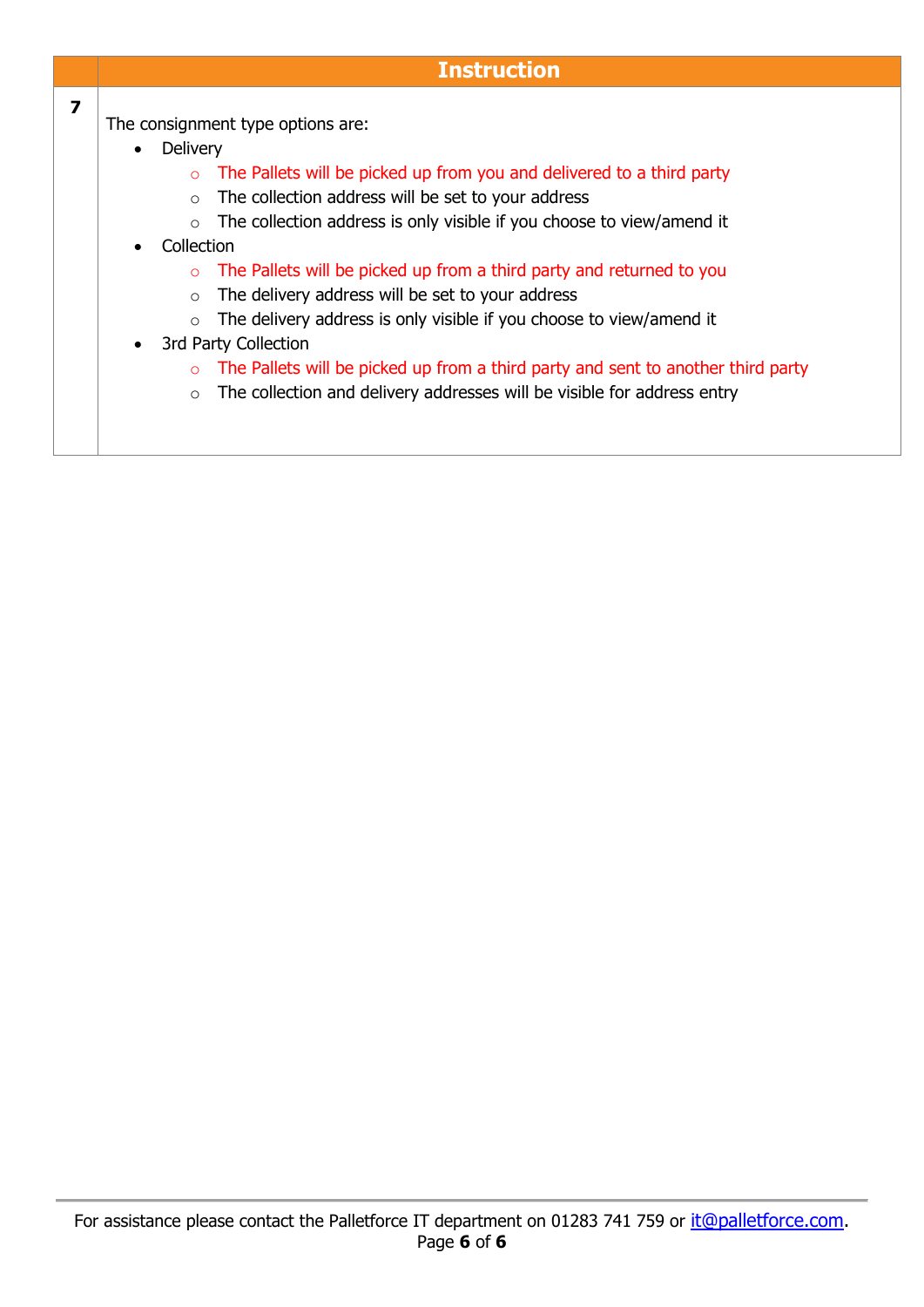| | Instruction |
|---|---|
| **7** | The consignment type options are:<br>• Delivery<br>&nbsp;&nbsp;&nbsp;&nbsp;○ The Pallets will be picked up from you and delivered to a third party<br>&nbsp;&nbsp;&nbsp;&nbsp;○ The collection address will be set to your address<br>&nbsp;&nbsp;&nbsp;&nbsp;○ The collection address is only visible if you choose to view/amend it<br>• Collection<br>&nbsp;&nbsp;&nbsp;&nbsp;○ The Pallets will be picked up from a third party and returned to you<br>&nbsp;&nbsp;&nbsp;&nbsp;○ The delivery address will be set to your address<br>&nbsp;&nbsp;&nbsp;&nbsp;○ The delivery address is only visible if you choose to view/amend it<br>• 3rd Party Collection<br>&nbsp;&nbsp;&nbsp;&nbsp;○ The Pallets will be picked up from a third party and sent to another third party<br>&nbsp;&nbsp;&nbsp;&nbsp;○ The collection and delivery addresses will be visible for address entry |

For assistance please contact the Palletforce IT department on 01283 741 759 or it@palletforce.com.